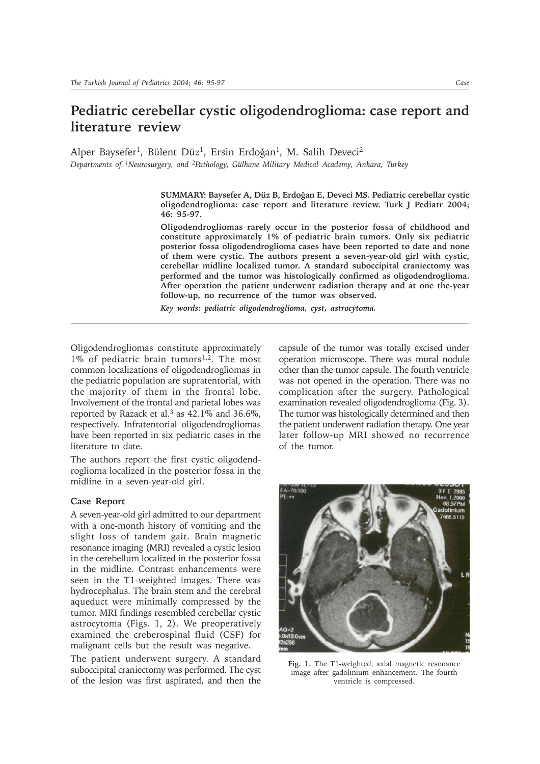# Pediatric cerebellar cystic oligodendroglioma: case report and literature review

Alper Baysefer[1], Bülent Düz[1], Ersin Erdoğan[1], M. Salih Deveci[2]

*Departments of [1]Neurosurgery, and [2]Pathology, Gülhane Military Medical Academy, Ankara, Turkey*

**SUMMARY: Baysefer A, Düz B, Erdoğan E, Deveci MS. Pediatric cerebellar cystic oligodendroglioma: case report and literature review. Turk J Pediatr 2004; 46: 95-97.**

**Oligodendrogliomas rarely occur in the posterior fossa of childhood and constitute approximately 1% of pediatric brain tumors. Only six pediatric posterior fossa oligodendroglioma cases have been reported to date and none of them were cystic. The authors present a seven-year-old girl with cystic, cerebellar midline localized tumor. A standard suboccipital craniectomy was performed and the tumor was histologically confirmed as oligodendroglioma. After operation the patient underwent radiation therapy and at one the-year follow-up, no recurrence of the tumor was observed.**

***Key words: pediatric oligodendroglioma, cyst, astrocytoma.***

Oligodendrogliomas constitute approximately 1% of pediatric brain tumors[1,2]. The most common localizations of oligodendrogliomas in the pediatric population are supratentorial, with the majority of them in the frontal lobe. Involvement of the frontal and parietal lobes was reported by Razack et al.[3] as 42.1% and 36.6%, respectively. Infratentorial oligodendrogliomas have been reported in six pediatric cases in the literature to date.

The authors report the first cystic oligodendroglioma localized in the posterior fossa in the midline in a seven-year-old girl.

### Case Report

A seven-year-old girl admitted to our department with a one-month history of vomiting and the slight loss of tandem gait. Brain magnetic resonance imaging (MRI) revealed a cystic lesion in the cerebellum localized in the posterior fossa in the midline. Contrast enhancements were seen in the T1-weighted images. There was hydrocephalus. The brain stem and the cerebral aqueduct were minimally compressed by the tumor. MRI findings resembled cerebellar cystic astrocytoma (Figs. 1, 2). We preoperatively examined the creberospinal fluid (CSF) for malignant cells but the result was negative.

The patient underwent surgery. A standard suboccipital craniectomy was performed. The cyst of the lesion was first aspirated, and then the capsule of the tumor was totally excised under operation microscope. There was mural nodule other than the tumor capsule. The fourth ventricle was not opened in the operation. There was no complication after the surgery. Pathological examination revealed oligodendroglioma (Fig. 3). The tumor was histologically determined and then the patient underwent radiation therapy. One year later follow-up MRI showed no recurrence of the tumor.

**Fig. 1.** The T1-weighted, axial magnetic resonance image after gadolinium enhancement. The fourth ventricle is compressed.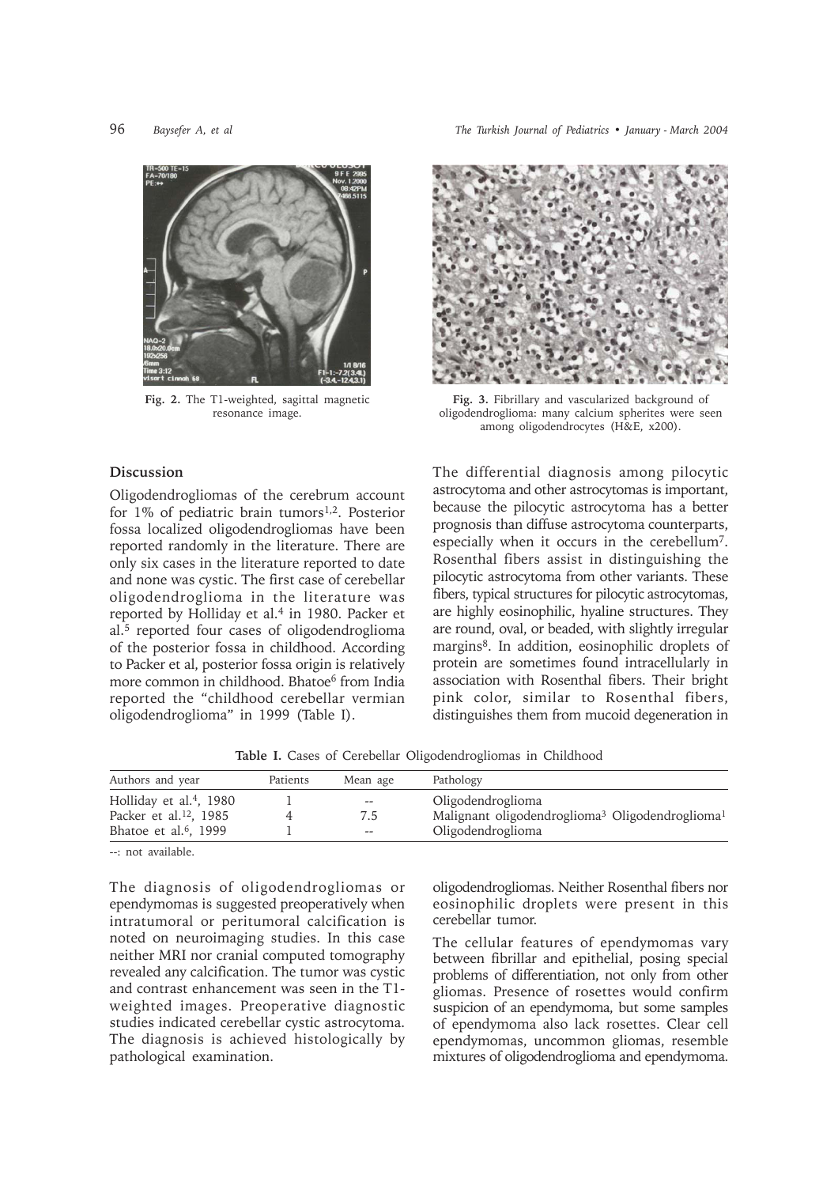Fig. 2. The T1-weighted, sagittal magnetic resonance image.

Fig. 3. Fibrillary and vascularized background of oligodendroglioma: many calcium spherites were seen among oligodendrocytes (H&E, x200).

## Discussion

Oligodendrogliomas of the cerebrum account for 1% of pediatric brain tumors[1,2]. Posterior fossa localized oligodendrogliomas have been reported randomly in the literature. There are only six cases in the literature reported to date and none was cystic. The first case of cerebellar oligodendroglioma in the literature was reported by Holliday et al.[4] in 1980. Packer et al.[5] reported four cases of oligodendroglioma of the posterior fossa in childhood. According to Packer et al, posterior fossa origin is relatively more common in childhood. Bhatoe[6] from India reported the "childhood cerebellar vermian oligodendroglioma" in 1999 (Table I).

The diagnosis of oligodendrogliomas or ependymomas is suggested preoperatively when intratumoral or peritumoral calcification is noted on neuroimaging studies. In this case neither MRI nor cranial computed tomography revealed any calcification. The tumor was cystic and contrast enhancement was seen in the T1-weighted images. Preoperative diagnostic studies indicated cerebellar cystic astrocytoma. The diagnosis is achieved histologically by pathological examination.

The differential diagnosis among pilocytic astrocytoma and other astrocytomas is important, because the pilocytic astrocytoma has a better prognosis than diffuse astrocytoma counterparts, especially when it occurs in the cerebellum[7]. Rosenthal fibers assist in distinguishing the pilocytic astrocytoma from other variants. These fibers, typical structures for pilocytic astrocytomas, are highly eosinophilic, hyaline structures. They are round, oval, or beaded, with slightly irregular margins[8]. In addition, eosinophilic droplets of protein are sometimes found intracellularly in association with Rosenthal fibers. Their bright pink color, similar to Rosenthal fibers, distinguishes them from mucoid degeneration in oligodendrogliomas. Neither Rosenthal fibers nor eosinophilic droplets were present in this cerebellar tumor.

The cellular features of ependymomas vary between fibrillar and epithelial, posing special problems of differentiation, not only from other gliomas. Presence of rosettes would confirm suspicion of an ependymoma, but some samples of ependymoma also lack rosettes. Clear cell ependymomas, uncommon gliomas, resemble mixtures of oligodendroglioma and ependymoma.

**Table I.** Cases of Cerebellar Oligodendrogliomas in Childhood

| Authors and year | Patients | Mean age | Pathology |
|---|---|---|---|
| Holliday et al.[4], 1980 | 1 | -- | Oligodendroglioma |
| Packer et al.[12], 1985 | 4 | 7.5 | Malignant oligodendroglioma[3] Oligodendroglioma[1] |
| Bhatoe et al.[6], 1999 | 1 | -- | Oligodendroglioma |

--: not available.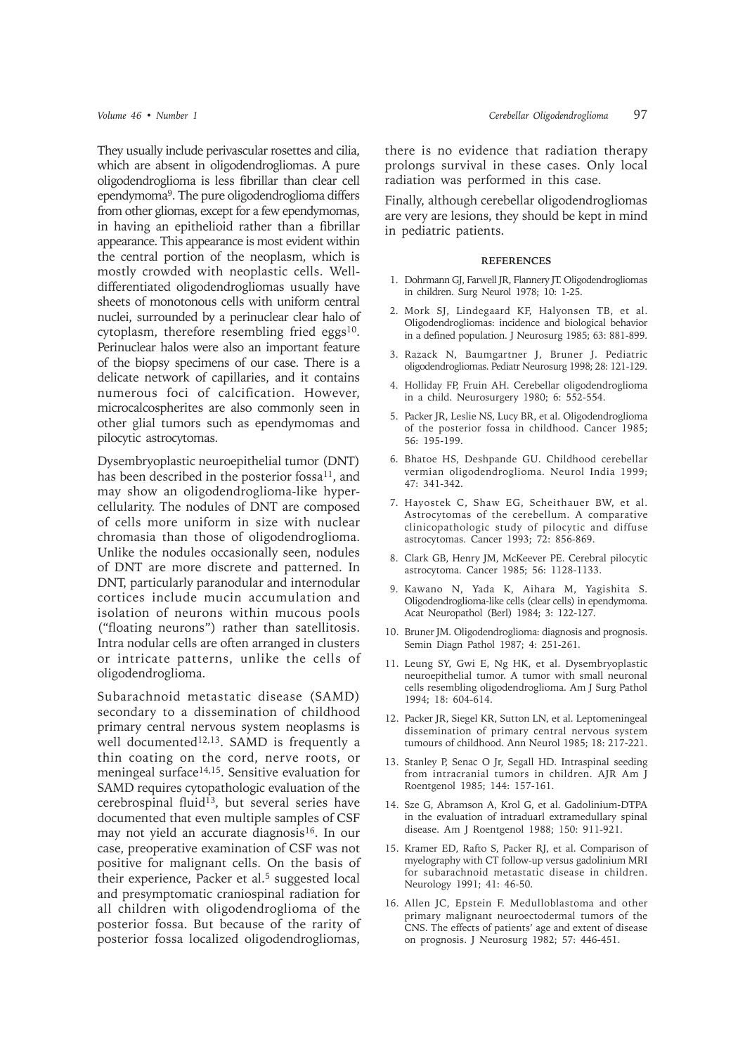They usually include perivascular rosettes and cilia, which are absent in oligodendrogliomas. A pure oligodendroglioma is less fibrillar than clear cell ependymoma[9]. The pure oligodendroglioma differs from other gliomas, except for a few ependymomas, in having an epithelioid rather than a fibrillar appearance. This appearance is most evident within the central portion of the neoplasm, which is mostly crowded with neoplastic cells. Well-differentiated oligodendrogliomas usually have sheets of monotonous cells with uniform central nuclei, surrounded by a perinuclear clear halo of cytoplasm, therefore resembling fried eggs[10]. Perinuclear halos were also an important feature of the biopsy specimens of our case. There is a delicate network of capillaries, and it contains numerous foci of calcification. However, microcalcospherites are also commonly seen in other glial tumors such as ependymomas and pilocytic astrocytomas.

Dysembryoplastic neuroepithelial tumor (DNT) has been described in the posterior fossa[11], and may show an oligodendroglioma-like hypercellularity. The nodules of DNT are composed of cells more uniform in size with nuclear chromasia than those of oligodendroglioma. Unlike the nodules occasionally seen, nodules of DNT are more discrete and patterned. In DNT, particularly paranodular and internodular cortices include mucin accumulation and isolation of neurons within mucous pools ("floating neurons") rather than satellitosis. Intra nodular cells are often arranged in clusters or intricate patterns, unlike the cells of oligodendroglioma.

Subarachnoid metastatic disease (SAMD) secondary to a dissemination of childhood primary central nervous system neoplasms is well documented[12,13]. SAMD is frequently a thin coating on the cord, nerve roots, or meningeal surface[14,15]. Sensitive evaluation for SAMD requires cytopathologic evaluation of the cerebrospinal fluid[13], but several series have documented that even multiple samples of CSF may not yield an accurate diagnosis[16]. In our case, preoperative examination of CSF was not positive for malignant cells. On the basis of their experience, Packer et al.[5] suggested local and presymptomatic craniospinal radiation for all children with oligodendroglioma of the posterior fossa. But because of the rarity of posterior fossa localized oligodendrogliomas, there is no evidence that radiation therapy prolongs survival in these cases. Only local radiation was performed in this case.

Finally, although cerebellar oligodendrogliomas are very are lesions, they should be kept in mind in pediatric patients.

## REFERENCES

1. Dohrmann GJ, Farwell JR, Flannery JT. Oligodendrogliomas in children. Surg Neurol 1978; 10: 1-25.
2. Mork SJ, Lindegaard KF, Halyonsen TB, et al. Oligodendrogliomas: incidence and biological behavior in a defined population. J Neurosurg 1985; 63: 881-899.
3. Razack N, Baumgartner J, Bruner J. Pediatric oligodendrogliomas. Pediatr Neurosurg 1998; 28: 121-129.
4. Holliday FP, Fruin AH. Cerebellar oligodendroglioma in a child. Neurosurgery 1980; 6: 552-554.
5. Packer JR, Leslie NS, Lucy BR, et al. Oligodendroglioma of the posterior fossa in childhood. Cancer 1985; 56: 195-199.
6. Bhatoe HS, Deshpande GU. Childhood cerebellar vermian oligodendroglioma. Neurol India 1999; 47: 341-342.
7. Hayostek C, Shaw EG, Scheithauer BW, et al. Astrocytomas of the cerebellum. A comparative clinicopathologic study of pilocytic and diffuse astrocytomas. Cancer 1993; 72: 856-869.
8. Clark GB, Henry JM, McKeever PE. Cerebral pilocytic astrocytoma. Cancer 1985; 56: 1128-1133.
9. Kawano N, Yada K, Aihara M, Yagishita S. Oligodendroglioma-like cells (clear cells) in ependymoma. Acat Neuropathol (Berl) 1984; 3: 122-127.
10. Bruner JM. Oligodendroglioma: diagnosis and prognosis. Semin Diagn Pathol 1987; 4: 251-261.
11. Leung SY, Gwi E, Ng HK, et al. Dysembryoplastic neuroepithelial tumor. A tumor with small neuronal cells resembling oligodendroglioma. Am J Surg Pathol 1994; 18: 604-614.
12. Packer JR, Siegel KR, Sutton LN, et al. Leptomeningeal dissemination of primary central nervous system tumours of childhood. Ann Neurol 1985; 18: 217-221.
13. Stanley P, Senac O Jr, Segall HD. Intraspinal seeding from intracranial tumors in children. AJR Am J Roentgenol 1985; 144: 157-161.
14. Sze G, Abramson A, Krol G, et al. Gadolinium-DTPA in the evaluation of intraduarl extramedullary spinal disease. Am J Roentgenol 1988; 150: 911-921.
15. Kramer ED, Rafto S, Packer RJ, et al. Comparison of myelography with CT follow-up versus gadolinium MRI for subarachnoid metastatic disease in children. Neurology 1991; 41: 46-50.
16. Allen JC, Epstein F. Medulloblastoma and other primary malignant neuroectodermal tumors of the CNS. The effects of patients' age and extent of disease on prognosis. J Neurosurg 1982; 57: 446-451.